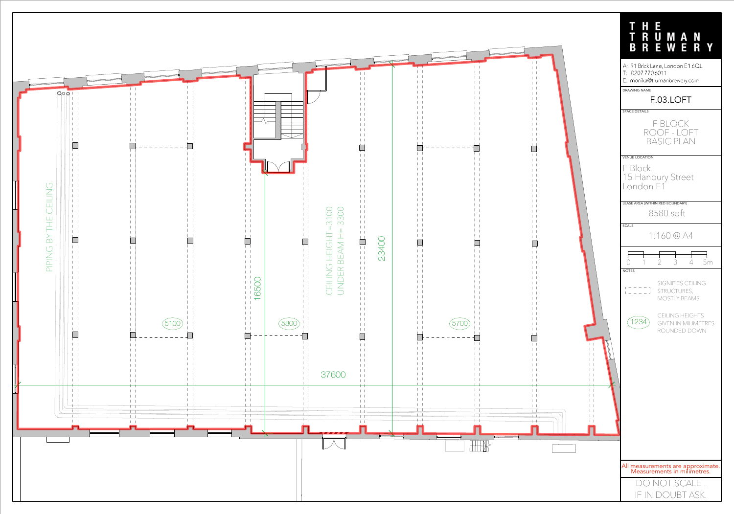# THE TRUMAN BREWERY

A: 91 Brick Lane, London E1 6QL
T: 0207 770 6011
E: monika@trumanbrewery.com

**DRAWING NAME**
F.03.LOFT

**SPACE DETAILS**
F BLOCK
ROOF - LOFT
BASIC PLAN

**VENUE LOCATION**
F Block
15 Hanbury Street
London E1

**LEASE AREA (WITHIN RED BOUNDARY)**
8580 sqft

**SCALE**
1:160 @ A4

0 1 2 3 4 5m

**NOTES**

- [dashed line] SIGNIFIES CEILING STRUCTURES, MOSTLY BEAMS
- (1234) CEILING HEIGHTS GIVEN IN MILIMETRES ROUNDED DOWN

PIPING BY THE CEILING

CEILING HEIGHT =3100
UNDER BEAM H= 3300

16500

23400

37600

5100

5800

5700

All measurements are approximate.
Measurements in milimetres.

DO NOT SCALE .
IF IN DOUBT ASK.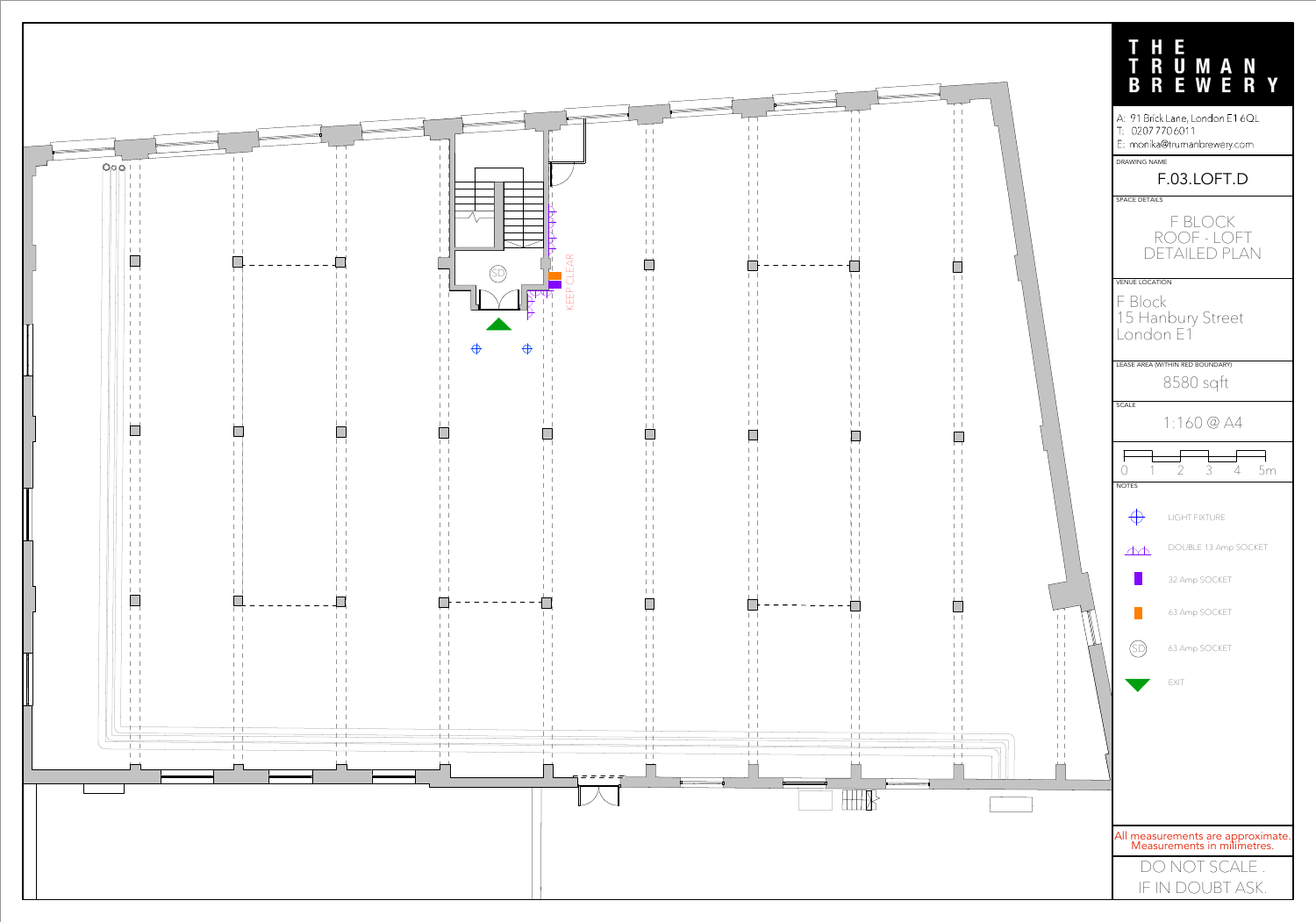# THE TRUMAN BREWERY

A: 91 Brick Lane, London E1 6QL
T: 02077706011
E: monika@trumanbrewery.com

DRAWING NAME

F.03.LOFT.D

SPACE DETAILS

F BLOCK
ROOF - LOFT
DETAILED PLAN

VENUE LOCATION

F Block
15 Hanbury Street
London E1

LEASE AREA (WITHIN RED BOUNDARY)

8580 sqft

SCALE

1:160 @ A4

0 1 2 3 4 5m

NOTES

- LIGHT FIXTURE
- DOUBLE 13 Amp SOCKET
- 32 Amp SOCKET
- 63 Amp SOCKET
- (SD) 63 Amp SOCKET
- EXIT

KEEP CLEAR

All measurements are approximate.
Measurements in millimetres.

DO NOT SCALE .
IF IN DOUBT ASK.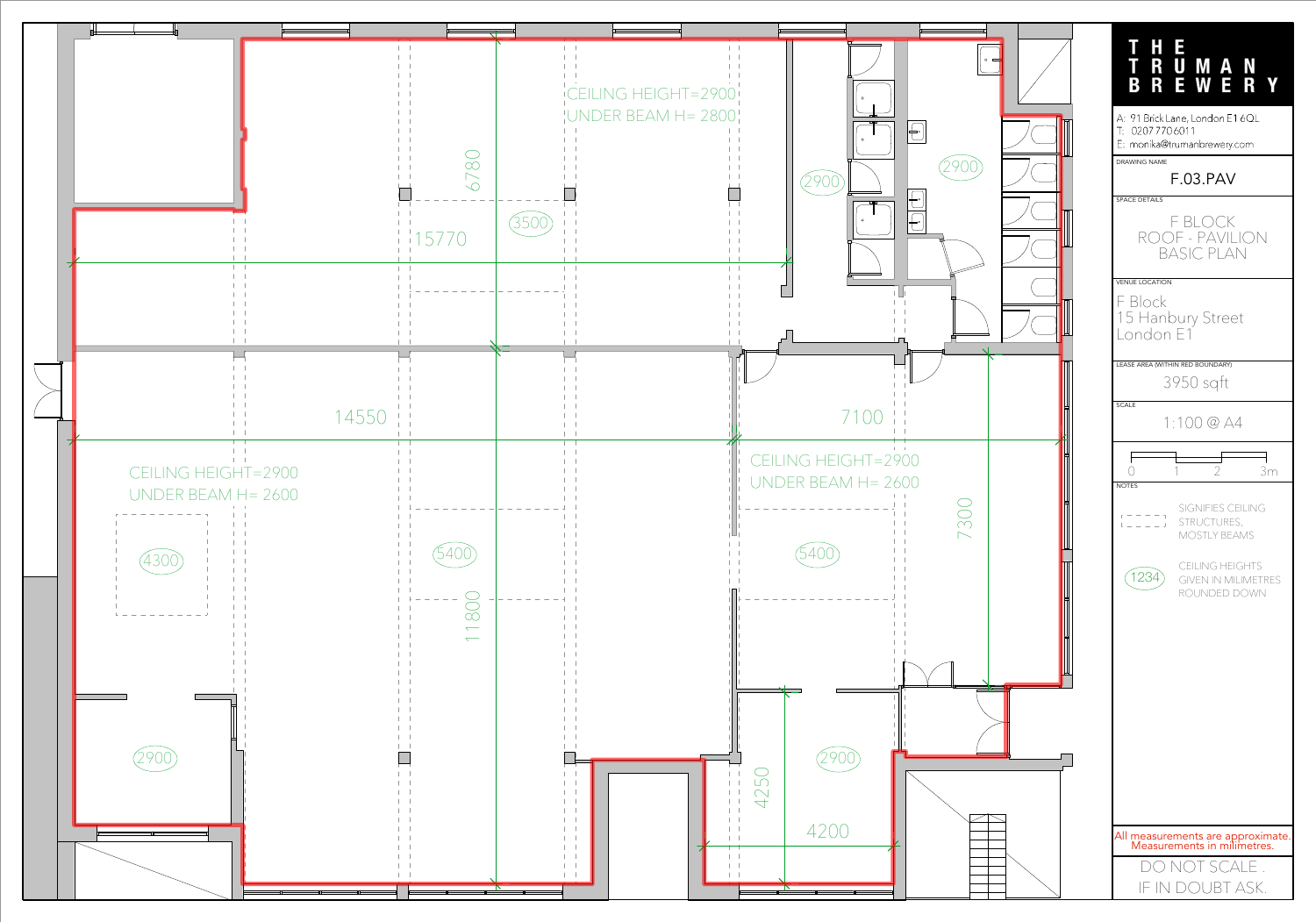CEILING HEIGHT=2900
UNDER BEAM H= 2800

6780

15770

3500

2900

2900

14550

7100

CEILING HEIGHT=2900
UNDER BEAM H= 2600

CEILING HEIGHT=2900
UNDER BEAM H= 2600

7300

4300

5400

5400

11800

2900

2900

4250

4200

# THE TRUMAN BREWERY

A: 91 Brick Lane, London E1 6QL
T: 0207 770 6011
E: monika@trumanbrewery.com

DRAWING NAME

F.03.PAV

SPACE DETAILS

F BLOCK
ROOF - PAVILION
BASIC PLAN

VENUE LOCATION

F Block
15 Hanbury Street
London E1

LEASE AREA (WITHIN RED BOUNDARY)

3950 sqft

SCALE

1:100 @ A4

0 1 2 3m

NOTES

SIGNIFIES CEILING STRUCTURES, MOSTLY BEAMS

1234 CEILING HEIGHTS GIVEN IN MILIMETRES ROUNDED DOWN

All measurements are approximate.
Measurements in millimetres.

DO NOT SCALE .
IF IN DOUBT ASK.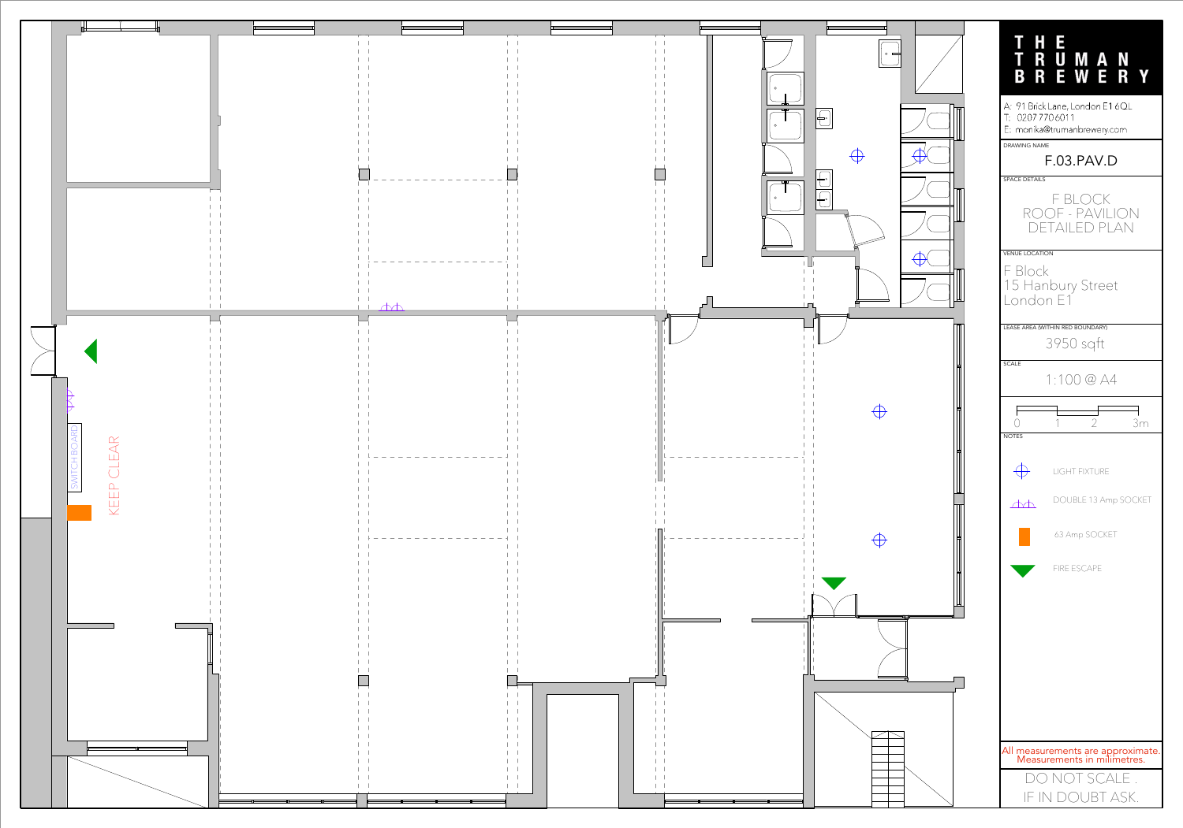# THE TRUMAN BREWERY

A: 91 Brick Lane, London E1 6QL
T: 02077706011
E: monika@trumanbrewery.com

DRAWING NAME

F.03.PAV.D

SPACE DETAILS

F BLOCK
ROOF - PAVILION
DETAILED PLAN

VENUE LOCATION

F Block
15 Hanbury Street
London E1

LEASE AREA (WITHIN RED BOUNDARY)

3950 sqft

SCALE

1:100 @ A4

0 1 2 3m

NOTES

- LIGHT FIXTURE
- DOUBLE 13 Amp SOCKET
- 63 Amp SOCKET
- FIRE ESCAPE

All measurements are approximate.
Measurements in millimetres.

DO NOT SCALE .
IF IN DOUBT ASK.

SWITCH BOARD

KEEP CLEAR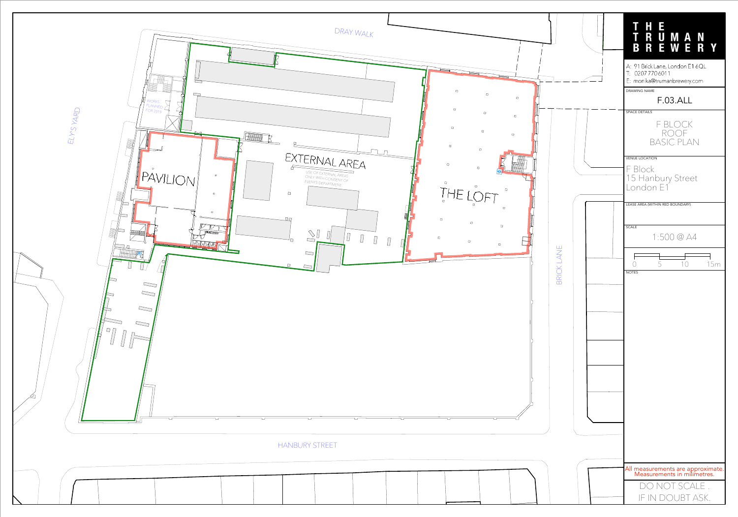# THE TRUMAN BREWERY

A: 91 Brick Lane, London E1 6QL
T: 02077706011
E: monika@trumanbrewery.com

DRAWING NAME

F.03.ALL

SPACE DETAILS

F BLOCK
ROOF
BASIC PLAN

VENUE LOCATION

F Block
15 Hanbury Street
London E1

LEASE AREA (WITHIN RED BOUNDARY)

SCALE

1:500 @ A4

0 5 10 15m

NOTES

All measurements are approximate.
Measurements in millimetres.

DO NOT SCALE .
IF IN DOUBT ASK.

---

DRAY WALK

ELY'S YARD

WORKS PLANNED FOR 2019

PAVILION

EXTERNAL AREA

USE OF EXTERNAL AREAS ONLY WITH CONSENT OF EVENTS DEPARTMENT

THE LOFT

BRICK LANE

HANBURY STREET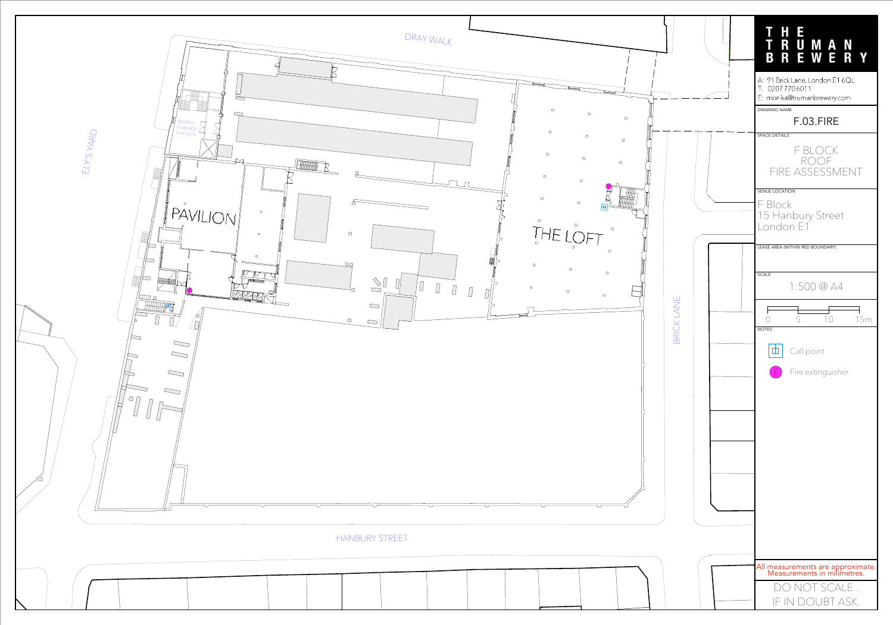DRAY WALK

ELY'S YARD

WORKS PLANNED FOR 2019

PAVILION

THE LOFT

BRICK LANE

HANBURY STREET

# THE TRUMAN BREWERY

A: 91 Brick Lane, London E1 6QL
T: 02077706011
E: monika@trumanbrewery.com

DRAWING NAME

F.03.FIRE

SPACE DETAILS

F BLOCK
ROOF
FIRE ASSESSMENT

VENUE LOCATION

F Block
15 Hanbury Street
London E1

LEASE AREA (WITHIN RED BOUNDARY)

SCALE

1:500 @ A4

0 5 10 15m

NOTES

Call point

Fire extinguisher

All measurements are approximate.
Measurements in millimetres.

DO NOT SCALE .
IF IN DOUBT ASK.